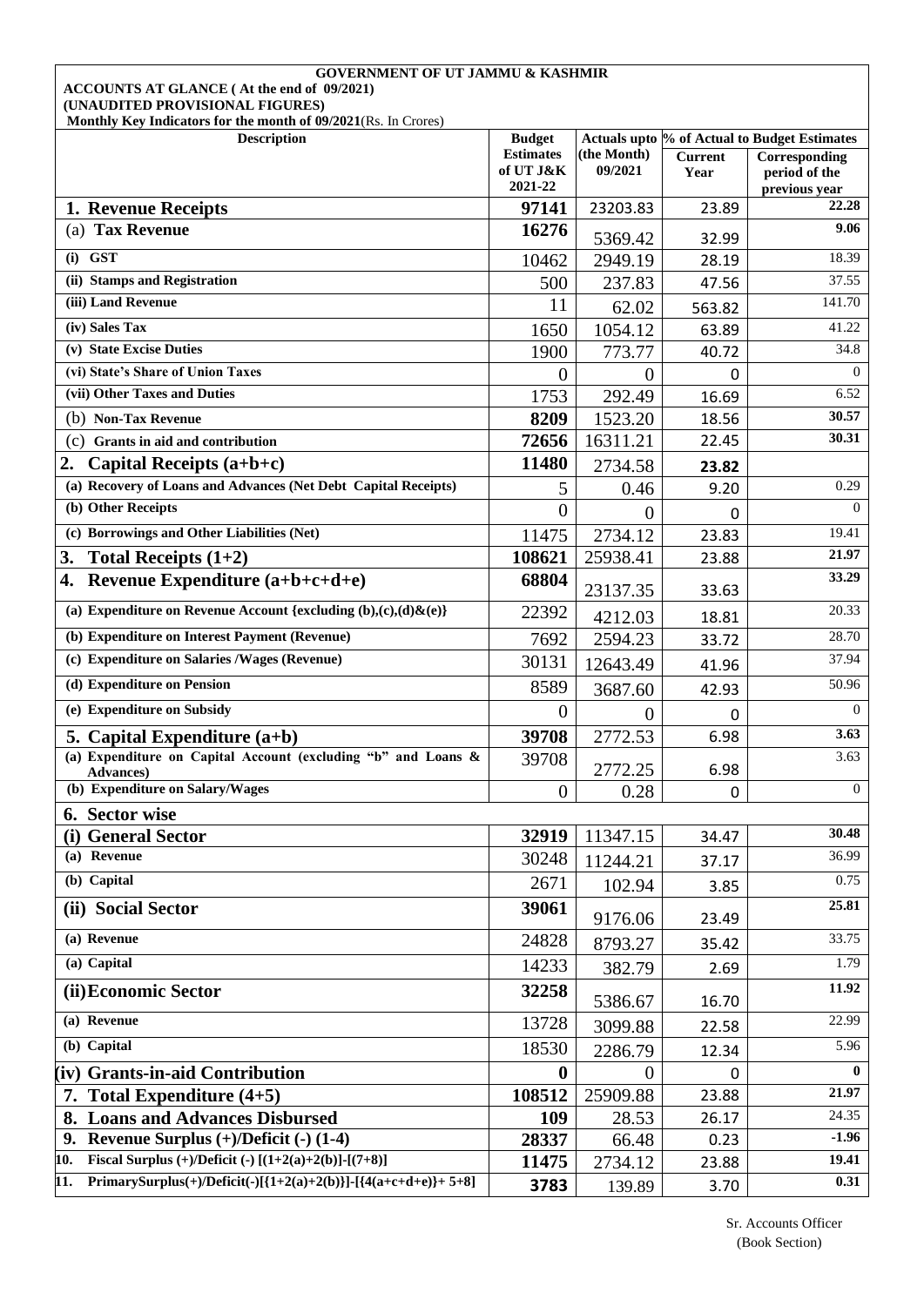**GOVERNMENT OF UT JAMMU & KASHMIR**

**ACCOUNTS AT GLANCE ( At the end of 09/2021)**

**(UNAUDITED PROVISIONAL FIGURES)**

**Monthly Key Indicators for the month of 09/2021**(Rs. In Crores)

| Description | Budget Estimates of UT J&K 2021-22 | Actuals upto (the Month) 09/2021 | % of Actual to Budget Estimates | |
|---|---|---|---|---|
| | | | Current Year | Corresponding period of the previous year |
| **1. Revenue Receipts** | **97141** | 23203.83 | 23.89 | 22.28 |
| (a) **Tax Revenue** | **16276** | 5369.42 | 32.99 | **9.06** |
| **(i) GST** | 10462 | 2949.19 | 28.19 | 18.39 |
| **(ii) Stamps and Registration** | 500 | 237.83 | 47.56 | 37.55 |
| **(iii) Land Revenue** | 11 | 62.02 | 563.82 | 141.70 |
| **(iv) Sales Tax** | 1650 | 1054.12 | 63.89 | 41.22 |
| **(v) State Excise Duties** | 1900 | 773.77 | 40.72 | 34.8 |
| **(vi) State's Share of Union Taxes** | 0 | 0 | 0 | 0 |
| **(vii) Other Taxes and Duties** | 1753 | 292.49 | 16.69 | 6.52 |
| (b) **Non-Tax Revenue** | **8209** | 1523.20 | 18.56 | **30.57** |
| (c) **Grants in aid and contribution** | **72656** | 16311.21 | 22.45 | **30.31** |
| **2. Capital Receipts (a+b+c)** | **11480** | 2734.58 | **23.82** | |
| **(a) Recovery of Loans and Advances (Net Debt Capital Receipts)** | 5 | 0.46 | 9.20 | 0.29 |
| **(b) Other Receipts** | 0 | 0 | 0 | 0 |
| **(c) Borrowings and Other Liabilities (Net)** | 11475 | 2734.12 | 23.83 | 19.41 |
| **3. Total Receipts (1+2)** | **108621** | 25938.41 | 23.88 | **21.97** |
| **4. Revenue Expenditure (a+b+c+d+e)** | **68804** | 23137.35 | 33.63 | **33.29** |
| **(a) Expenditure on Revenue Account {excluding (b),(c),(d)&(e)}** | 22392 | 4212.03 | 18.81 | 20.33 |
| **(b) Expenditure on Interest Payment (Revenue)** | 7692 | 2594.23 | 33.72 | 28.70 |
| **(c) Expenditure on Salaries /Wages (Revenue)** | 30131 | 12643.49 | 41.96 | 37.94 |
| **(d) Expenditure on Pension** | 8589 | 3687.60 | 42.93 | 50.96 |
| **(e) Expenditure on Subsidy** | 0 | 0 | 0 | 0 |
| **5. Capital Expenditure (a+b)** | **39708** | 2772.53 | 6.98 | **3.63** |
| **(a) Expenditure on Capital Account (excluding "b" and Loans & Advances)** | 39708 | 2772.25 | 6.98 | 3.63 |
| **(b) Expenditure on Salary/Wages** | 0 | 0.28 | 0 | 0 |
| **6. Sector wise** | | | | |
| **(i) General Sector** | **32919** | 11347.15 | 34.47 | **30.48** |
| **(a) Revenue** | 30248 | 11244.21 | 37.17 | 36.99 |
| **(b) Capital** | 2671 | 102.94 | 3.85 | 0.75 |
| **(ii) Social Sector** | **39061** | 9176.06 | 23.49 | **25.81** |
| **(a) Revenue** | 24828 | 8793.27 | 35.42 | 33.75 |
| **(a) Capital** | 14233 | 382.79 | 2.69 | 1.79 |
| **(ii) Economic Sector** | **32258** | 5386.67 | 16.70 | **11.92** |
| **(a) Revenue** | 13728 | 3099.88 | 22.58 | 22.99 |
| **(b) Capital** | 18530 | 2286.79 | 12.34 | 5.96 |
| **(iv) Grants-in-aid Contribution** | **0** | 0 | 0 | **0** |
| **7. Total Expenditure (4+5)** | **108512** | 25909.88 | 23.88 | **21.97** |
| **8. Loans and Advances Disbursed** | **109** | 28.53 | 26.17 | 24.35 |
| **9. Revenue Surplus (+)/Deficit (-) (1-4)** | **28337** | 66.48 | 0.23 | **-1.96** |
| **10. Fiscal Surplus (+)/Deficit (-) [(1+2(a)+2(b)]-[(7+8)]** | **11475** | 2734.12 | 23.88 | **19.41** |
| **11. PrimarySurplus(+)/Deficit(-)[{1+2(a)+2(b)}]-[{4(a+c+d+e)}+ 5+8]** | **3783** | 139.89 | 3.70 | **0.31** |

Sr. Accounts Officer
(Book Section)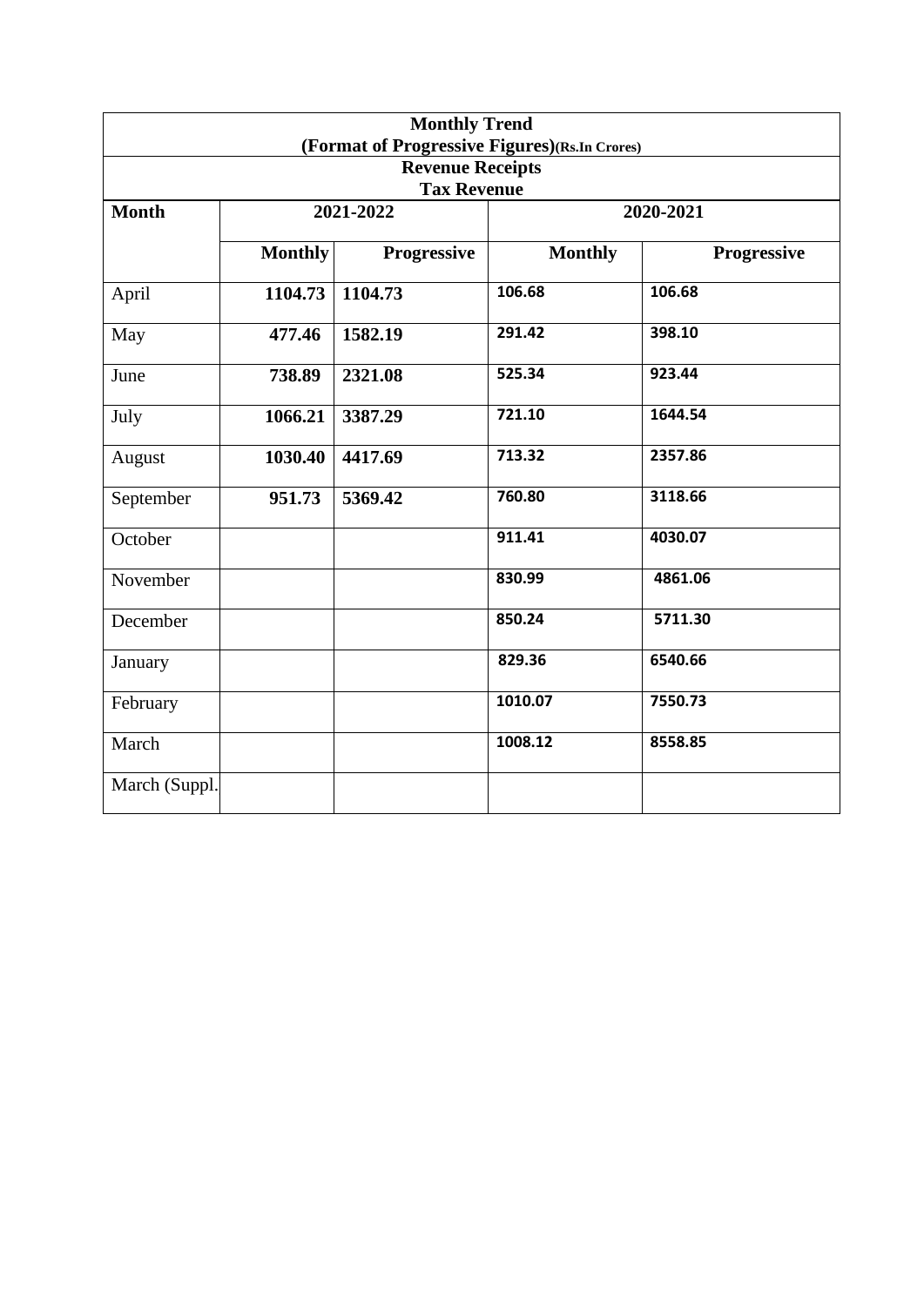| Monthly Trend (Format of Progressive Figures)(Rs.In Crores) | | | | |
|---|---|---|---|---|
| Revenue Receipts Tax Revenue | | | | |
| **Month** | **2021-2022** | | **2020-2021** | |
| | **Monthly** | **Progressive** | **Monthly** | **Progressive** |
| April | **1104.73** | **1104.73** | 106.68 | 106.68 |
| May | **477.46** | **1582.19** | 291.42 | 398.10 |
| June | **738.89** | **2321.08** | 525.34 | 923.44 |
| July | **1066.21** | **3387.29** | 721.10 | 1644.54 |
| August | **1030.40** | **4417.69** | 713.32 | 2357.86 |
| September | **951.73** | **5369.42** | 760.80 | 3118.66 |
| October | | | 911.41 | 4030.07 |
| November | | | 830.99 | 4861.06 |
| December | | | 850.24 | 5711.30 |
| January | | | 829.36 | 6540.66 |
| February | | | 1010.07 | 7550.73 |
| March | | | 1008.12 | 8558.85 |
| March (Suppl. | | | | |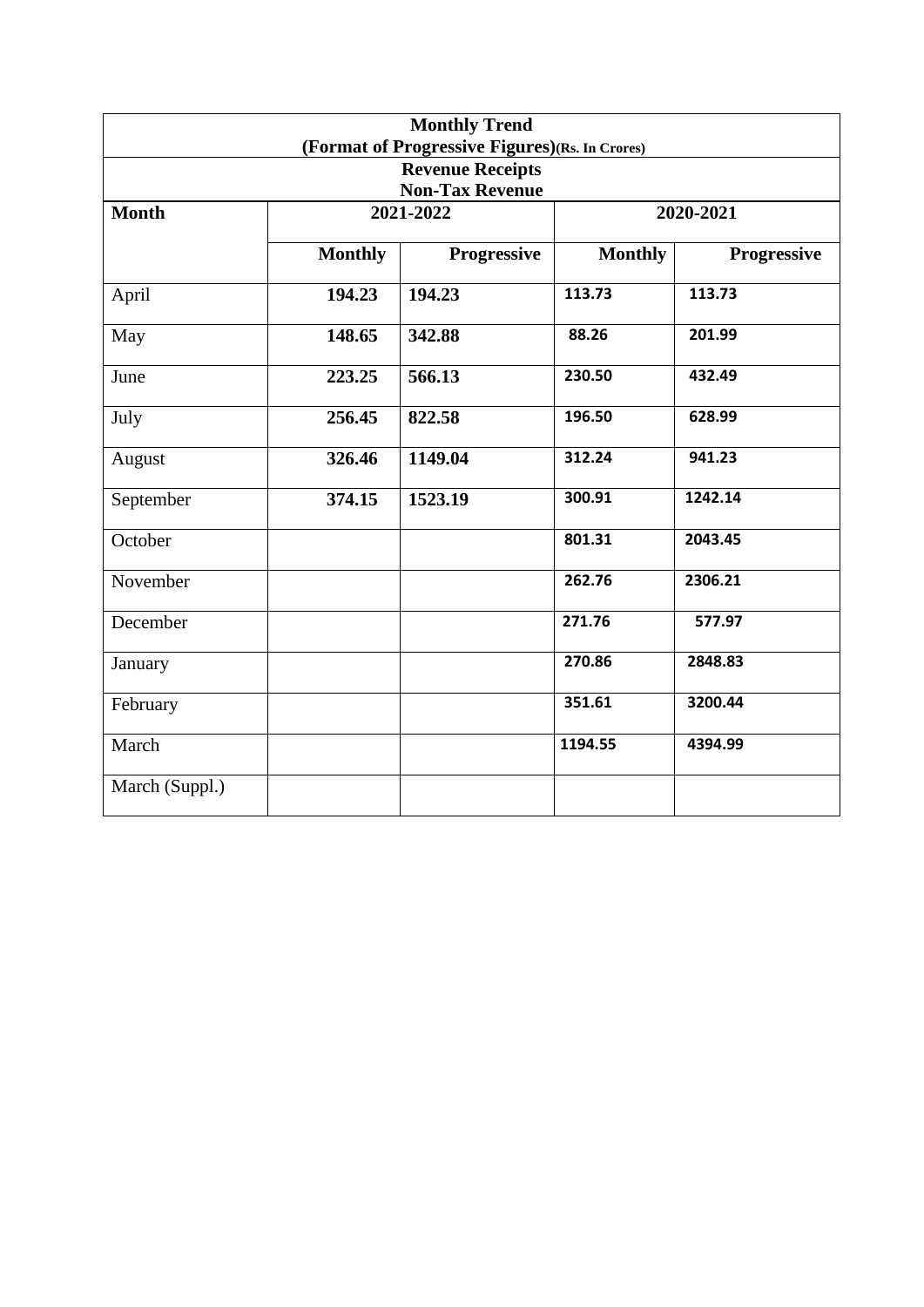| Monthly Trend (Format of Progressive Figures)(Rs. In Crores) | | | | |
|---|---|---|---|---|
| **Revenue Receipts Non-Tax Revenue** | | | | |
| **Month** | **2021-2022** | | **2020-2021** | |
| | **Monthly** | **Progressive** | **Monthly** | **Progressive** |
| April | **194.23** | **194.23** | **113.73** | **113.73** |
| May | **148.65** | **342.88** | **88.26** | **201.99** |
| June | **223.25** | **566.13** | **230.50** | **432.49** |
| July | **256.45** | **822.58** | **196.50** | **628.99** |
| August | **326.46** | **1149.04** | **312.24** | **941.23** |
| September | **374.15** | **1523.19** | **300.91** | **1242.14** |
| October | | | **801.31** | **2043.45** |
| November | | | **262.76** | **2306.21** |
| December | | | **271.76** | **577.97** |
| January | | | **270.86** | **2848.83** |
| February | | | **351.61** | **3200.44** |
| March | | | **1194.55** | **4394.99** |
| March (Suppl.) | | | | |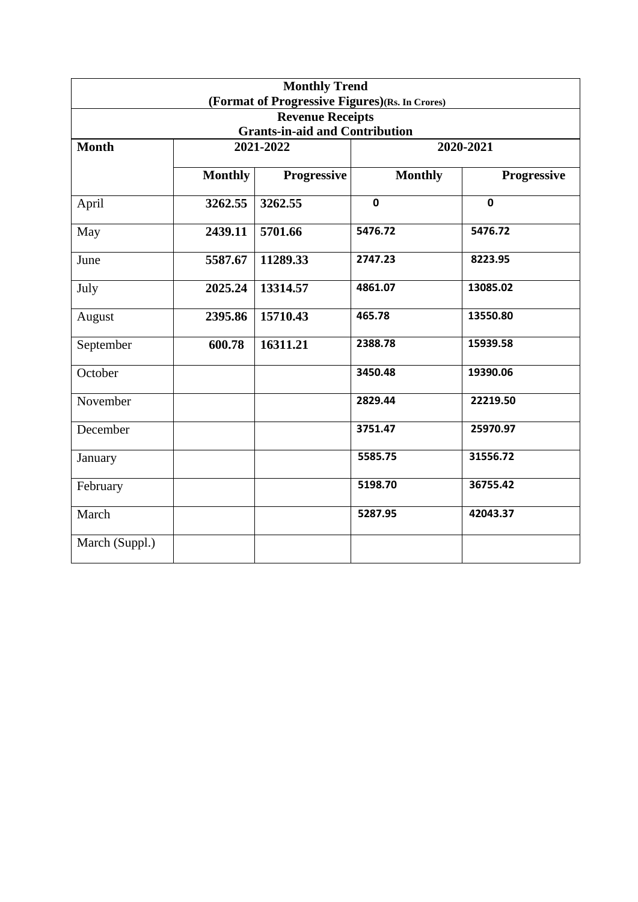| **Monthly Trend (Format of Progressive Figures)(Rs. In Crores)** | | | | |
|---|---|---|---|---|
| **Revenue Receipts Grants-in-aid and Contribution** | | | | |
| **Month** | **2021-2022** | | **2020-2021** | |
| | **Monthly** | **Progressive** | **Monthly** | **Progressive** |
| April | **3262.55** | **3262.55** | **0** | **0** |
| May | **2439.11** | **5701.66** | **5476.72** | **5476.72** |
| June | **5587.67** | **11289.33** | **2747.23** | **8223.95** |
| July | **2025.24** | **13314.57** | **4861.07** | **13085.02** |
| August | **2395.86** | **15710.43** | **465.78** | **13550.80** |
| September | **600.78** | **16311.21** | **2388.78** | **15939.58** |
| October | | | **3450.48** | **19390.06** |
| November | | | **2829.44** | **22219.50** |
| December | | | **3751.47** | **25970.97** |
| January | | | **5585.75** | **31556.72** |
| February | | | **5198.70** | **36755.42** |
| March | | | **5287.95** | **42043.37** |
| March (Suppl.) | | | | |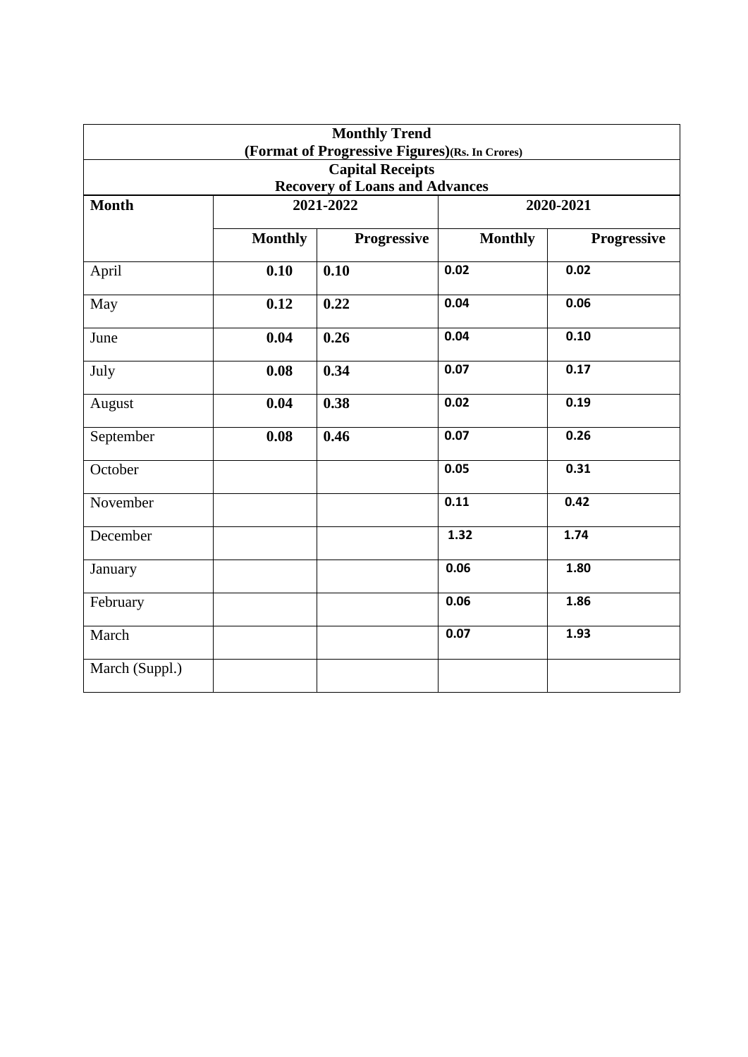| Monthly Trend (Format of Progressive Figures)(Rs. In Crores) | | | | |
|---|---|---|---|---|
| **Capital Receipts Recovery of Loans and Advances** | | | | |
| **Month** | **2021-2022** | | **2020-2021** | |
| | **Monthly** | **Progressive** | **Monthly** | **Progressive** |
| April | **0.10** | **0.10** | **0.02** | **0.02** |
| May | **0.12** | **0.22** | **0.04** | **0.06** |
| June | **0.04** | **0.26** | **0.04** | **0.10** |
| July | **0.08** | **0.34** | **0.07** | **0.17** |
| August | **0.04** | **0.38** | **0.02** | **0.19** |
| September | **0.08** | **0.46** | **0.07** | **0.26** |
| October | | | **0.05** | **0.31** |
| November | | | **0.11** | **0.42** |
| December | | | **1.32** | **1.74** |
| January | | | **0.06** | **1.80** |
| February | | | **0.06** | **1.86** |
| March | | | **0.07** | **1.93** |
| March (Suppl.) | | | | |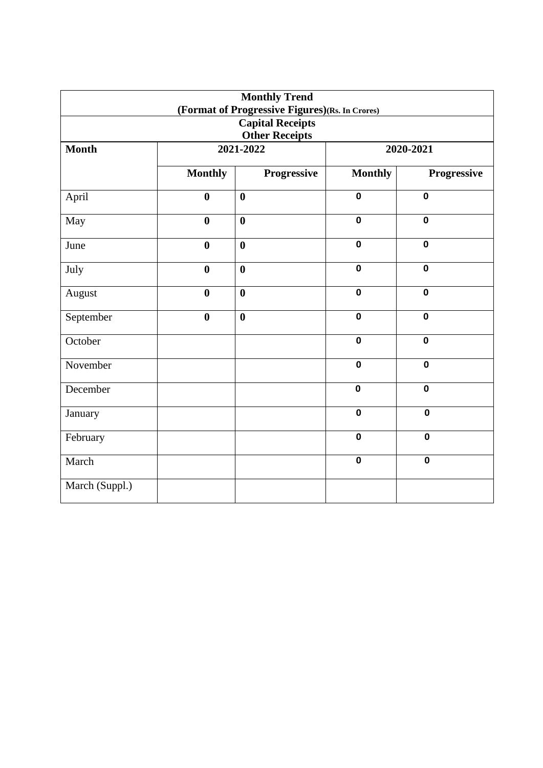| Monthly Trend (Format of Progressive Figures)(Rs. In Crores) | | | | |
|---|---|---|---|---|
| **Capital Receipts** **Other Receipts** | | | | |
| **Month** | **2021-2022** | | **2020-2021** | |
| | **Monthly** | **Progressive** | **Monthly** | **Progressive** |
| April | **0** | **0** | **0** | **0** |
| May | **0** | **0** | **0** | **0** |
| June | **0** | **0** | **0** | **0** |
| July | **0** | **0** | **0** | **0** |
| August | **0** | **0** | **0** | **0** |
| September | **0** | **0** | **0** | **0** |
| October | | | **0** | **0** |
| November | | | **0** | **0** |
| December | | | **0** | **0** |
| January | | | **0** | **0** |
| February | | | **0** | **0** |
| March | | | **0** | **0** |
| March (Suppl.) | | | | |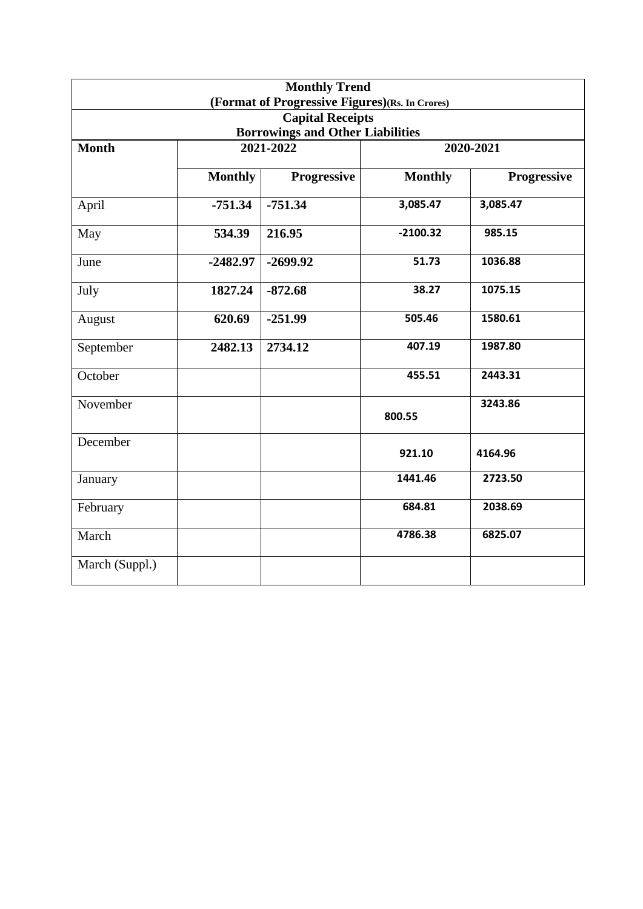| Monthly Trend (Format of Progressive Figures)(Rs. In Crores) | | | | |
|---|---|---|---|---|
| **Capital Receipts Borrowings and Other Liabilities** | | | | |
| **Month** | **2021-2022** | | **2020-2021** | |
| | **Monthly** | **Progressive** | **Monthly** | **Progressive** |
| April | **-751.34** | **-751.34** | **3,085.47** | **3,085.47** |
| May | **534.39** | **216.95** | **-2100.32** | **985.15** |
| June | **-2482.97** | **-2699.92** | **51.73** | **1036.88** |
| July | **1827.24** | **-872.68** | **38.27** | **1075.15** |
| August | **620.69** | **-251.99** | **505.46** | **1580.61** |
| September | **2482.13** | **2734.12** | **407.19** | **1987.80** |
| October | | | **455.51** | **2443.31** |
| November | | | **800.55** | **3243.86** |
| December | | | **921.10** | **4164.96** |
| January | | | **1441.46** | **2723.50** |
| February | | | **684.81** | **2038.69** |
| March | | | **4786.38** | **6825.07** |
| March (Suppl.) | | | | |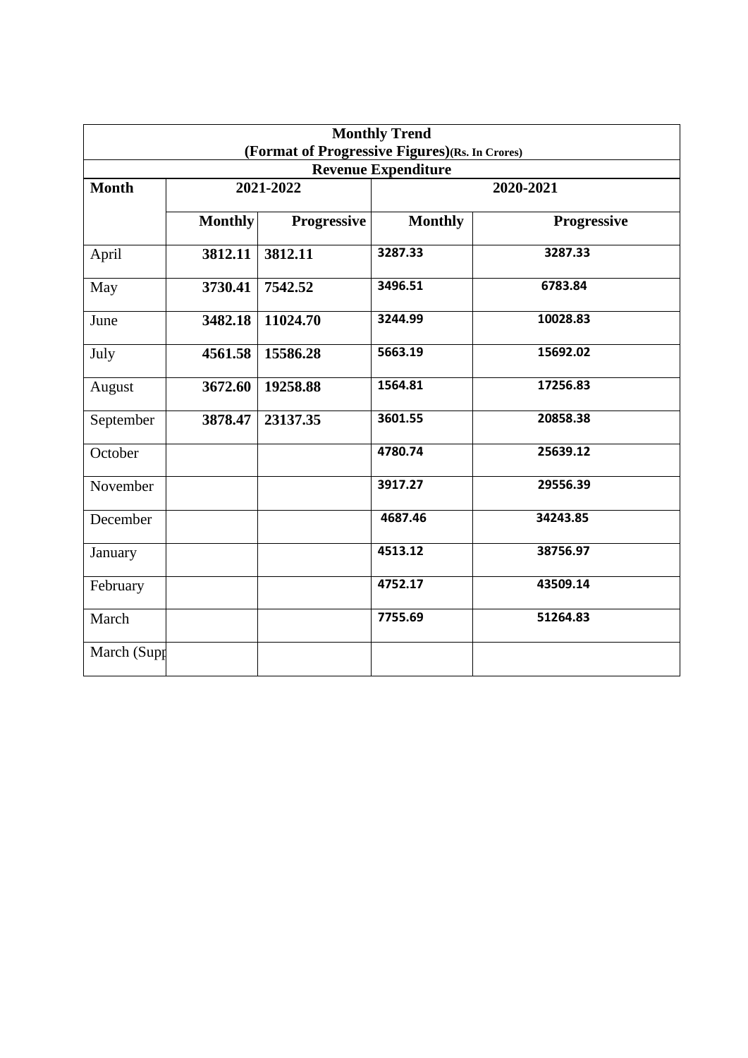| Monthly Trend (Format of Progressive Figures)(Rs. In Crores) | | | | |
|---|---|---|---|---|
| Revenue Expenditure | | | | |
| Month | 2021-2022 | | 2020-2021 | |
| | Monthly | Progressive | Monthly | Progressive |
| April | **3812.11** | **3812.11** | **3287.33** | **3287.33** |
| May | **3730.41** | **7542.52** | **3496.51** | **6783.84** |
| June | **3482.18** | **11024.70** | **3244.99** | **10028.83** |
| July | **4561.58** | **15586.28** | **5663.19** | **15692.02** |
| August | **3672.60** | **19258.88** | **1564.81** | **17256.83** |
| September | **3878.47** | **23137.35** | **3601.55** | **20858.38** |
| October | | | **4780.74** | **25639.12** |
| November | | | **3917.27** | **29556.39** |
| December | | | **4687.46** | **34243.85** |
| January | | | **4513.12** | **38756.97** |
| February | | | **4752.17** | **43509.14** |
| March | | | **7755.69** | **51264.83** |
| March (Supp | | | | |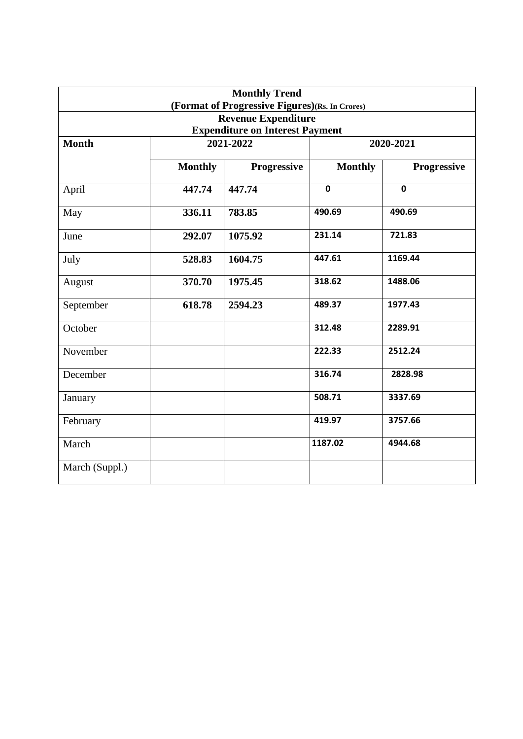| Monthly Trend<br>(Format of Progressive Figures)(Rs. In Crores) | | | | |
|---|---|---|---|---|
| **Revenue Expenditure<br>Expenditure on Interest Payment** | | | | |
| **Month** | **2021-2022** | | **2020-2021** | |
| | **Monthly** | **Progressive** | **Monthly** | **Progressive** |
| April | **447.74** | **447.74** | **0** | **0** |
| May | **336.11** | **783.85** | **490.69** | **490.69** |
| June | **292.07** | **1075.92** | **231.14** | **721.83** |
| July | **528.83** | **1604.75** | **447.61** | **1169.44** |
| August | **370.70** | **1975.45** | **318.62** | **1488.06** |
| September | **618.78** | **2594.23** | **489.37** | **1977.43** |
| October | | | **312.48** | **2289.91** |
| November | | | **222.33** | **2512.24** |
| December | | | **316.74** | **2828.98** |
| January | | | **508.71** | **3337.69** |
| February | | | **419.97** | **3757.66** |
| March | | | **1187.02** | **4944.68** |
| March (Suppl.) | | | | |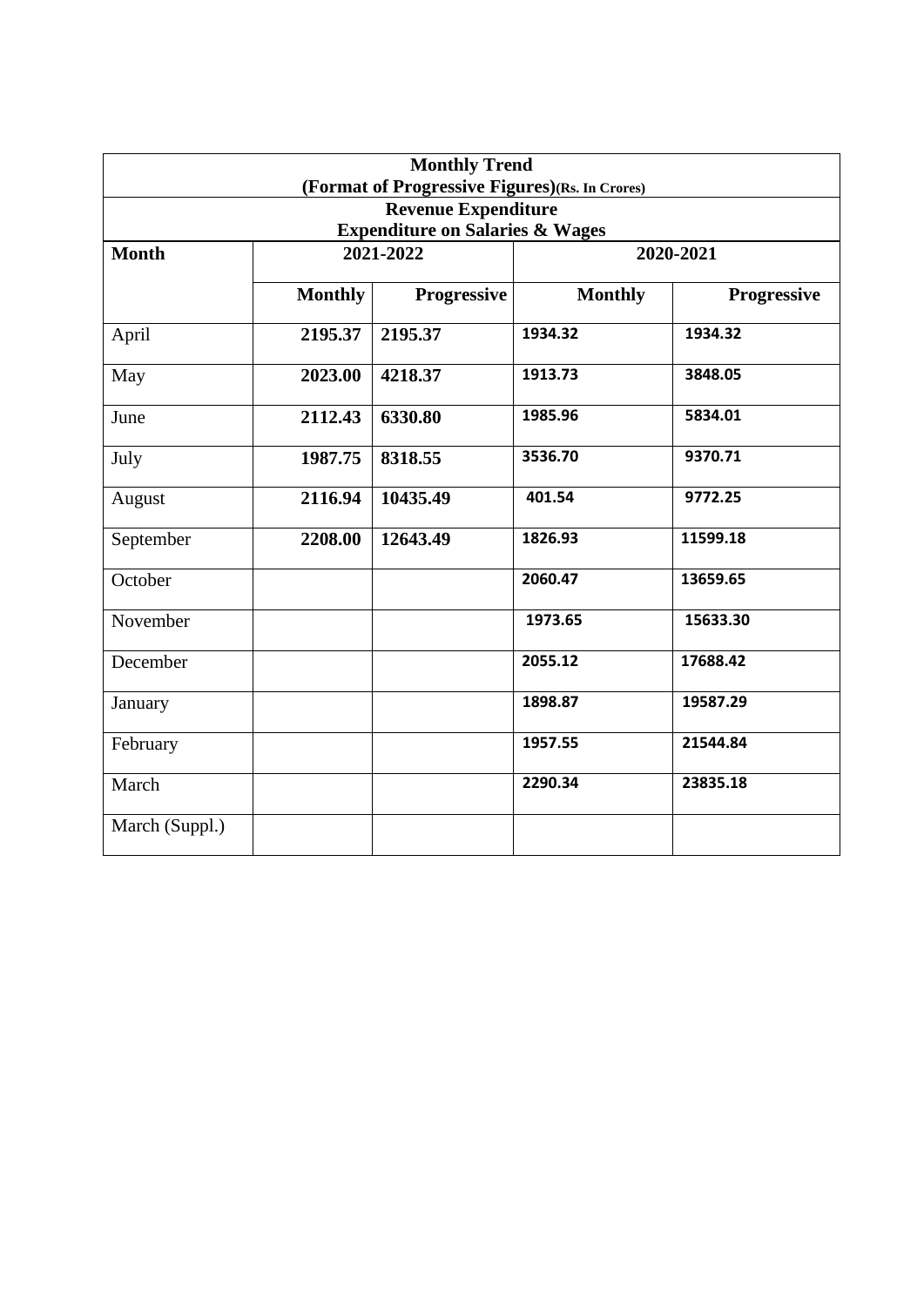| Monthly Trend<br>(Format of Progressive Figures)(Rs. In Crores) | | | | |
|---|---|---|---|---|
| **Revenue Expenditure**<br>**Expenditure on Salaries & Wages** | | | | |
| **Month** | **2021-2022** | | **2020-2021** | |
| | **Monthly** | **Progressive** | **Monthly** | **Progressive** |
| April | **2195.37** | **2195.37** | **1934.32** | **1934.32** |
| May | **2023.00** | **4218.37** | **1913.73** | **3848.05** |
| June | **2112.43** | **6330.80** | **1985.96** | **5834.01** |
| July | **1987.75** | **8318.55** | **3536.70** | **9370.71** |
| August | **2116.94** | **10435.49** | **401.54** | **9772.25** |
| September | **2208.00** | **12643.49** | **1826.93** | **11599.18** |
| October | | | **2060.47** | **13659.65** |
| November | | | **1973.65** | **15633.30** |
| December | | | **2055.12** | **17688.42** |
| January | | | **1898.87** | **19587.29** |
| February | | | **1957.55** | **21544.84** |
| March | | | **2290.34** | **23835.18** |
| March (Suppl.) | | | | |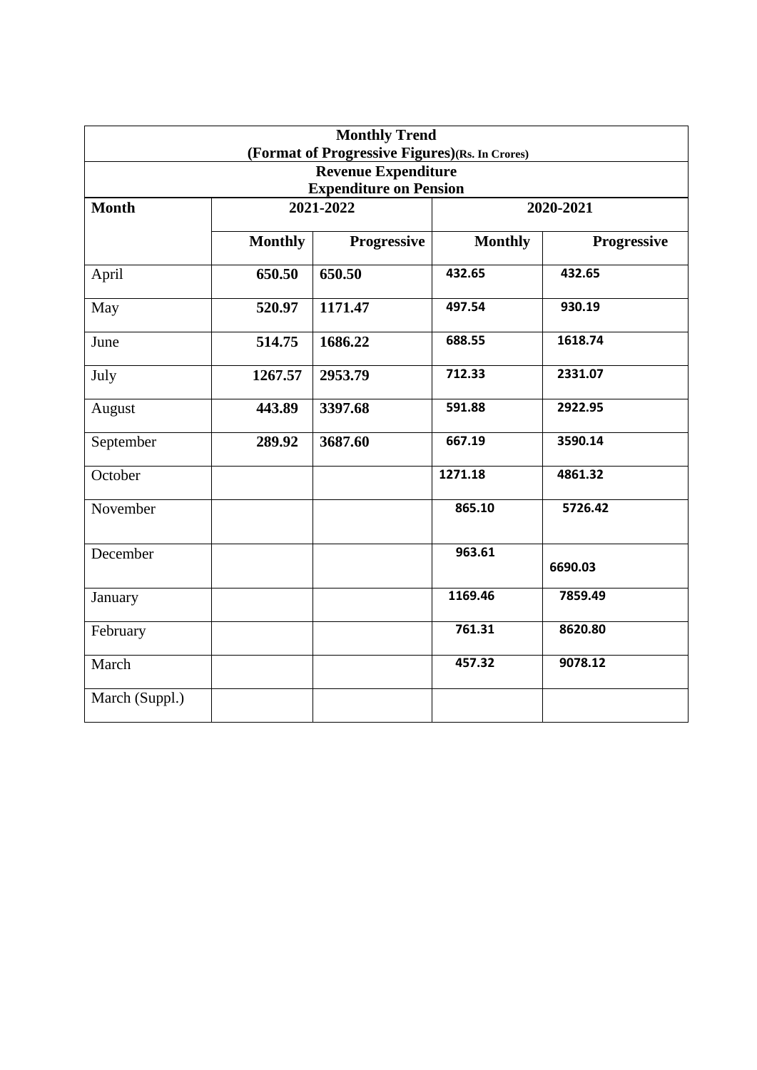| Monthly Trend (Format of Progressive Figures)(Rs. In Crores) | | | | |
|---|---|---|---|---|
| **Revenue Expenditure Expenditure on Pension** | | | | |
| **Month** | **2021-2022** | | **2020-2021** | |
| | **Monthly** | **Progressive** | **Monthly** | **Progressive** |
| April | **650.50** | **650.50** | **432.65** | **432.65** |
| May | **520.97** | **1171.47** | **497.54** | **930.19** |
| June | **514.75** | **1686.22** | **688.55** | **1618.74** |
| July | **1267.57** | **2953.79** | **712.33** | **2331.07** |
| August | **443.89** | **3397.68** | **591.88** | **2922.95** |
| September | **289.92** | **3687.60** | **667.19** | **3590.14** |
| October | | | **1271.18** | **4861.32** |
| November | | | **865.10** | **5726.42** |
| December | | | **963.61** | **6690.03** |
| January | | | **1169.46** | **7859.49** |
| February | | | **761.31** | **8620.80** |
| March | | | **457.32** | **9078.12** |
| March (Suppl.) | | | | |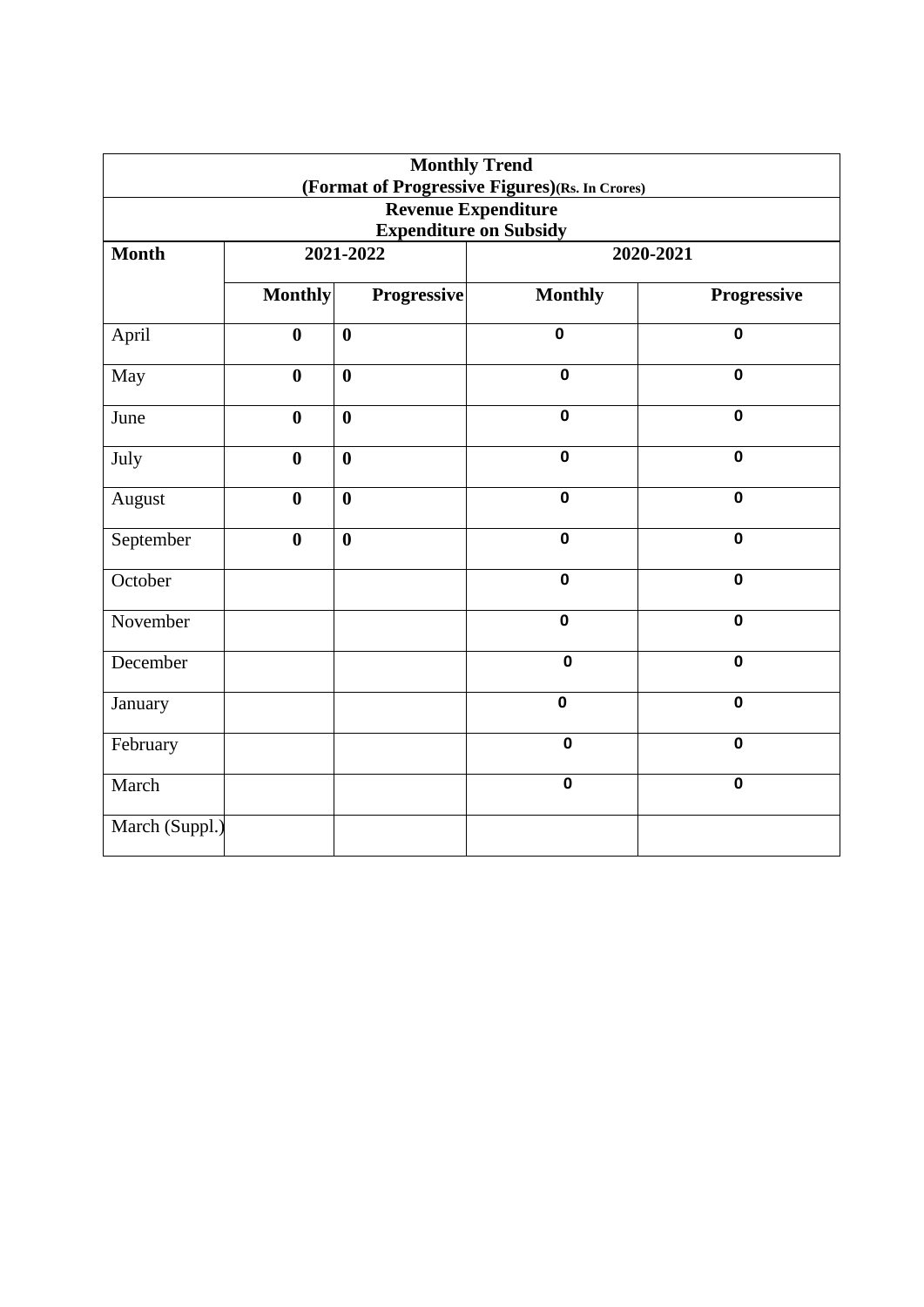| **Monthly Trend (Format of Progressive Figures)(Rs. In Crores)** | | | | |
|---|---|---|---|---|
| **Revenue Expenditure Expenditure on Subsidy** | | | | |
| **Month** | **2021-2022** | | **2020-2021** | |
| | **Monthly** | **Progressive** | **Monthly** | **Progressive** |
| April | **0** | **0** | **0** | **0** |
| May | **0** | **0** | **0** | **0** |
| June | **0** | **0** | **0** | **0** |
| July | **0** | **0** | **0** | **0** |
| August | **0** | **0** | **0** | **0** |
| September | **0** | **0** | **0** | **0** |
| October | | | **0** | **0** |
| November | | | **0** | **0** |
| December | | | **0** | **0** |
| January | | | **0** | **0** |
| February | | | **0** | **0** |
| March | | | **0** | **0** |
| March (Suppl.) | | | | |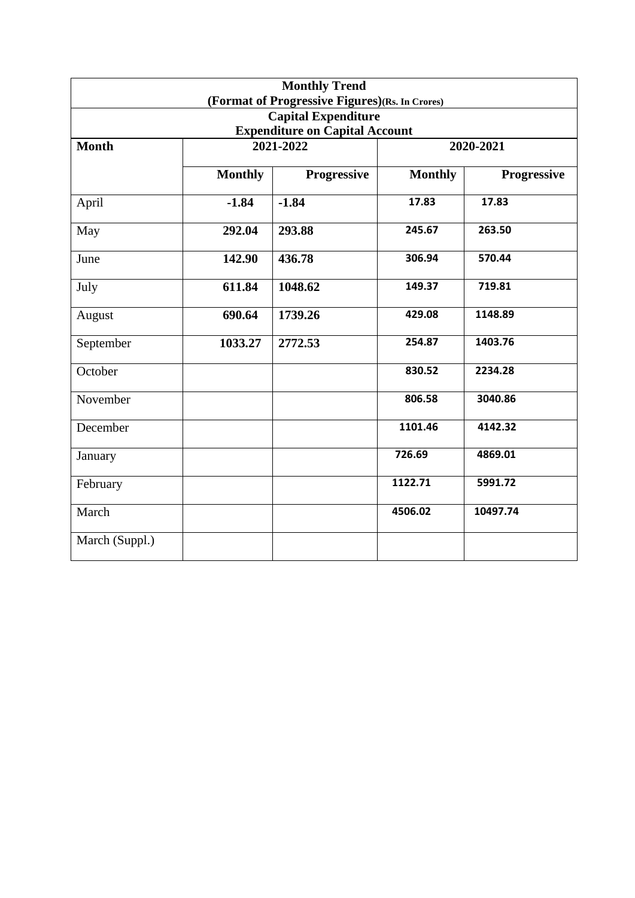| Monthly Trend<br>(Format of Progressive Figures)(Rs. In Crores) | | | | |
|---|---|---|---|---|
| **Capital Expenditure**<br>**Expenditure on Capital Account** | | | | |
| **Month** | **2021-2022** | | **2020-2021** | |
| | **Monthly** | **Progressive** | **Monthly** | **Progressive** |
| April | **-1.84** | **-1.84** | **17.83** | **17.83** |
| May | **292.04** | **293.88** | **245.67** | **263.50** |
| June | **142.90** | **436.78** | **306.94** | **570.44** |
| July | **611.84** | **1048.62** | **149.37** | **719.81** |
| August | **690.64** | **1739.26** | **429.08** | **1148.89** |
| September | **1033.27** | **2772.53** | **254.87** | **1403.76** |
| October | | | **830.52** | **2234.28** |
| November | | | **806.58** | **3040.86** |
| December | | | **1101.46** | **4142.32** |
| January | | | **726.69** | **4869.01** |
| February | | | **1122.71** | **5991.72** |
| March | | | **4506.02** | **10497.74** |
| March (Suppl.) | | | | |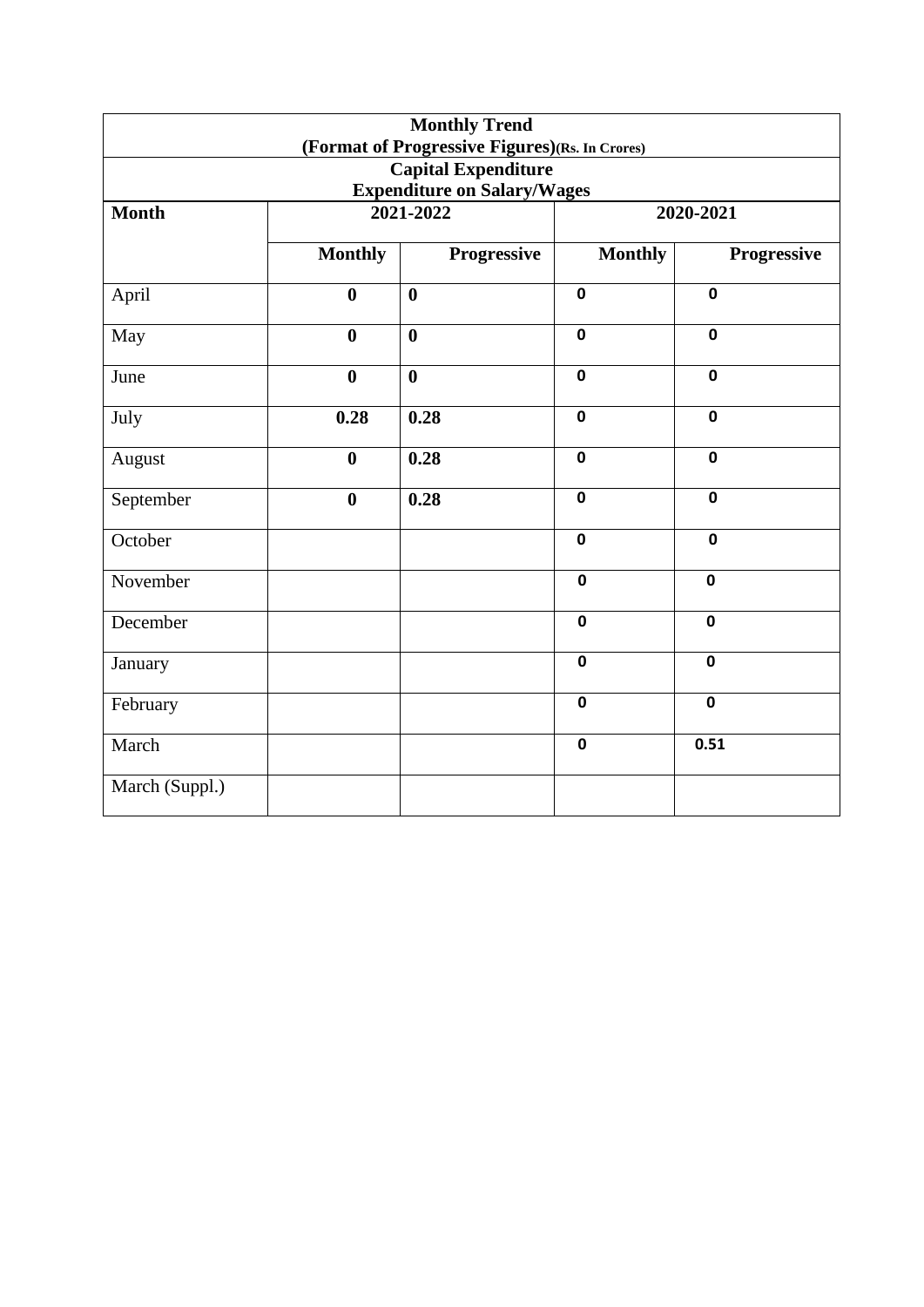| Monthly Trend (Format of Progressive Figures)(Rs. In Crores) | | | | |
|---|---|---|---|---|
| **Capital Expenditure Expenditure on Salary/Wages** | | | | |
| **Month** | **2021-2022** | | **2020-2021** | |
| | **Monthly** | **Progressive** | **Monthly** | **Progressive** |
| April | **0** | **0** | **0** | **0** |
| May | **0** | **0** | **0** | **0** |
| June | **0** | **0** | **0** | **0** |
| July | **0.28** | **0.28** | **0** | **0** |
| August | **0** | **0.28** | **0** | **0** |
| September | **0** | **0.28** | **0** | **0** |
| October | | | **0** | **0** |
| November | | | **0** | **0** |
| December | | | **0** | **0** |
| January | | | **0** | **0** |
| February | | | **0** | **0** |
| March | | | **0** | **0.51** |
| March (Suppl.) | | | | |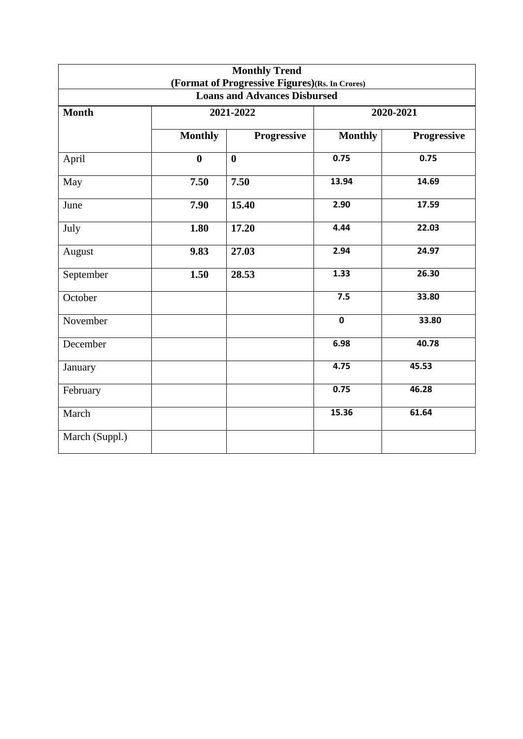| Monthly Trend (Format of Progressive Figures)(Rs. In Crores) | | | | |
|---|---|---|---|---|
| **Loans and Advances Disbursed** | | | | |
| **Month** | **2021-2022** | | **2020-2021** | |
| | **Monthly** | **Progressive** | **Monthly** | **Progressive** |
| April | **0** | **0** | **0.75** | **0.75** |
| May | **7.50** | **7.50** | **13.94** | **14.69** |
| June | **7.90** | **15.40** | **2.90** | **17.59** |
| July | **1.80** | **17.20** | **4.44** | **22.03** |
| August | **9.83** | **27.03** | **2.94** | **24.97** |
| September | **1.50** | **28.53** | **1.33** | **26.30** |
| October | | | **7.5** | **33.80** |
| November | | | **0** | **33.80** |
| December | | | **6.98** | **40.78** |
| January | | | **4.75** | **45.53** |
| February | | | **0.75** | **46.28** |
| March | | | **15.36** | **61.64** |
| March (Suppl.) | | | | |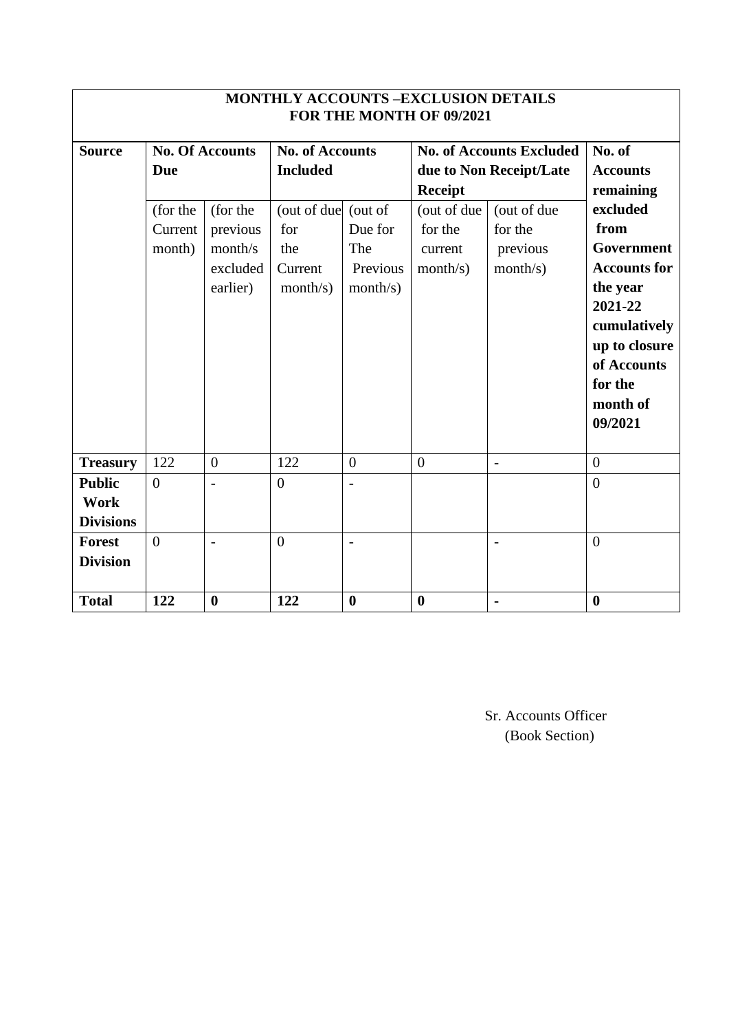## MONTHLY ACCOUNTS –EXCLUSION DETAILS FOR THE MONTH OF 09/2021

| Source | No. Of Accounts Due | | No. of Accounts Included | | No. of Accounts Excluded due to Non Receipt/Late Receipt | | No. of Accounts remaining excluded from Government Accounts for the year 2021-22 cumulatively up to closure of Accounts for the month of 09/2021 |
|---|---|---|---|---|---|---|---|
| | (for the Current month) | (for the previous month/s excluded earlier) | (out of due for the Current month/s) | (out of Due for The Previous month/s) | (out of due for the current month/s) | (out of due for the previous month/s) | |
| **Treasury** | 122 | 0 | 122 | 0 | 0 | - | 0 |
| **Public Work Divisions** | 0 | - | 0 | - | | | 0 |
| **Forest Division** | 0 | - | 0 | - | | - | 0 |
| **Total** | **122** | **0** | **122** | **0** | **0** | **-** | **0** |

Sr. Accounts Officer
(Book Section)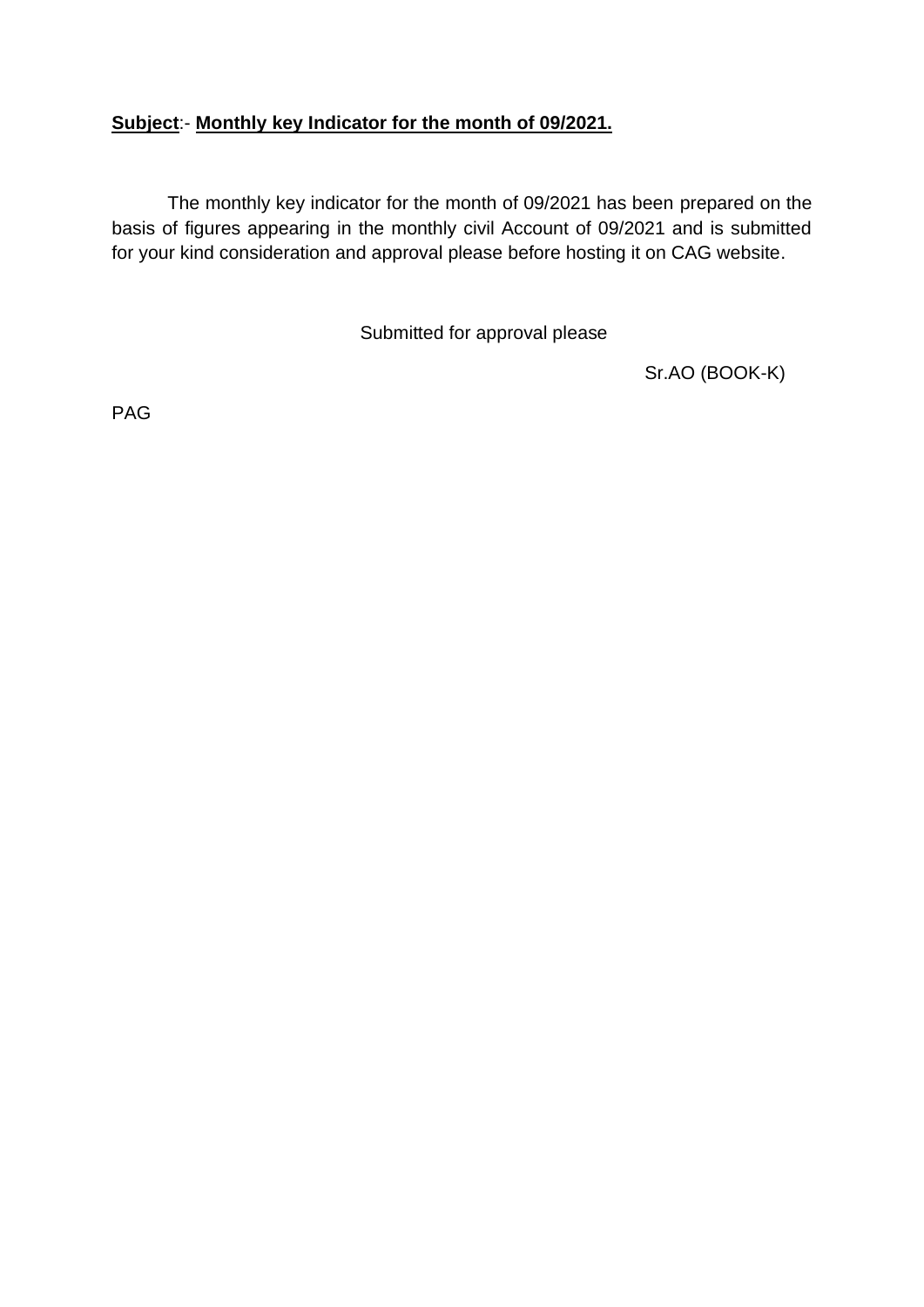**Subject**:- **Monthly key Indicator for the month of 09/2021.**

The monthly key indicator for the month of 09/2021 has been prepared on the basis of figures appearing in the monthly civil Account of 09/2021 and is submitted for your kind consideration and approval please before hosting it on CAG website.

Submitted for approval please

Sr.AO (BOOK-K)

PAG